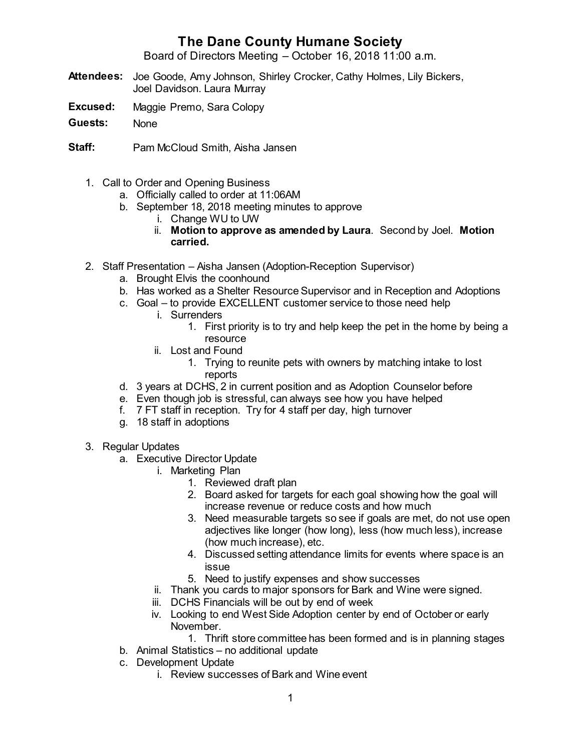# The Dane County Humane Society

Board of Directors Meeting – October 16, 2018 11:00 a.m.

**Attendees:** Joe Goode, Amy Johnson, Shirley Crocker, Cathy Holmes, Lily Bickers, Joel Davidson. Laura Murray

**Excused:** Maggie Premo, Sara Colopy

**Guests:** None

**Staff:** Pam McCloud Smith, Aisha Jansen

1. Call to Order and Opening Business
   a. Officially called to order at 11:06AM
   b. September 18, 2018 meeting minutes to approve
      i. Change WU to UW
      ii. **Motion to approve as amended by Laura**. Second by Joel. **Motion carried.**

2. Staff Presentation – Aisha Jansen (Adoption-Reception Supervisor)
   a. Brought Elvis the coonhound
   b. Has worked as a Shelter Resource Supervisor and in Reception and Adoptions
   c. Goal – to provide EXCELLENT customer service to those need help
      i. Surrenders
         1. First priority is to try and help keep the pet in the home by being a resource
      ii. Lost and Found
         1. Trying to reunite pets with owners by matching intake to lost reports
   d. 3 years at DCHS, 2 in current position and as Adoption Counselor before
   e. Even though job is stressful, can always see how you have helped
   f. 7 FT staff in reception. Try for 4 staff per day, high turnover
   g. 18 staff in adoptions

3. Regular Updates
   a. Executive Director Update
      i. Marketing Plan
         1. Reviewed draft plan
         2. Board asked for targets for each goal showing how the goal will increase revenue or reduce costs and how much
         3. Need measurable targets so see if goals are met, do not use open adjectives like longer (how long), less (how much less), increase (how much increase), etc.
         4. Discussed setting attendance limits for events where space is an issue
         5. Need to justify expenses and show successes
      ii. Thank you cards to major sponsors for Bark and Wine were signed.
      iii. DCHS Financials will be out by end of week
      iv. Looking to end West Side Adoption center by end of October or early November.
         1. Thrift store committee has been formed and is in planning stages
   b. Animal Statistics – no additional update
   c. Development Update
      i. Review successes of Bark and Wine event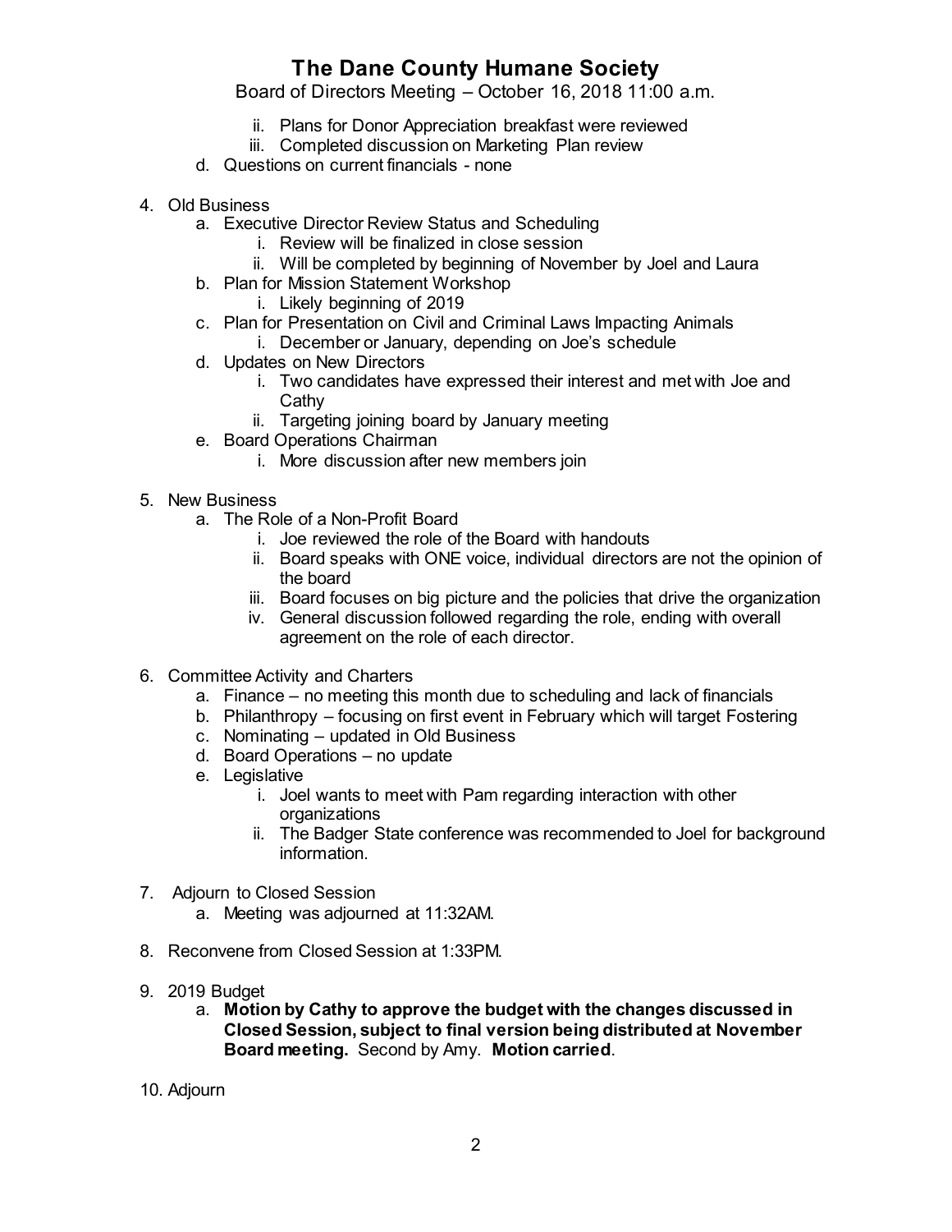# The Dane County Humane Society

Board of Directors Meeting – October 16, 2018 11:00 a.m.

- ii. Plans for Donor Appreciation breakfast were reviewed
- iii. Completed discussion on Marketing Plan review

d. Questions on current financials - none

4. Old Business
   - a. Executive Director Review Status and Scheduling
     - i. Review will be finalized in close session
     - ii. Will be completed by beginning of November by Joel and Laura
   - b. Plan for Mission Statement Workshop
     - i. Likely beginning of 2019
   - c. Plan for Presentation on Civil and Criminal Laws Impacting Animals
     - i. December or January, depending on Joe's schedule
   - d. Updates on New Directors
     - i. Two candidates have expressed their interest and met with Joe and Cathy
     - ii. Targeting joining board by January meeting
   - e. Board Operations Chairman
     - i. More discussion after new members join

5. New Business
   - a. The Role of a Non-Profit Board
     - i. Joe reviewed the role of the Board with handouts
     - ii. Board speaks with ONE voice, individual directors are not the opinion of the board
     - iii. Board focuses on big picture and the policies that drive the organization
     - iv. General discussion followed regarding the role, ending with overall agreement on the role of each director.

6. Committee Activity and Charters
   - a. Finance – no meeting this month due to scheduling and lack of financials
   - b. Philanthropy – focusing on first event in February which will target Fostering
   - c. Nominating – updated in Old Business
   - d. Board Operations – no update
   - e. Legislative
     - i. Joel wants to meet with Pam regarding interaction with other organizations
     - ii. The Badger State conference was recommended to Joel for background information.

7. Adjourn to Closed Session
   - a. Meeting was adjourned at 11:32AM.

8. Reconvene from Closed Session at 1:33PM.

9. 2019 Budget
   - a. **Motion by Cathy to approve the budget with the changes discussed in Closed Session, subject to final version being distributed at November Board meeting.** Second by Amy. **Motion carried**.

10. Adjourn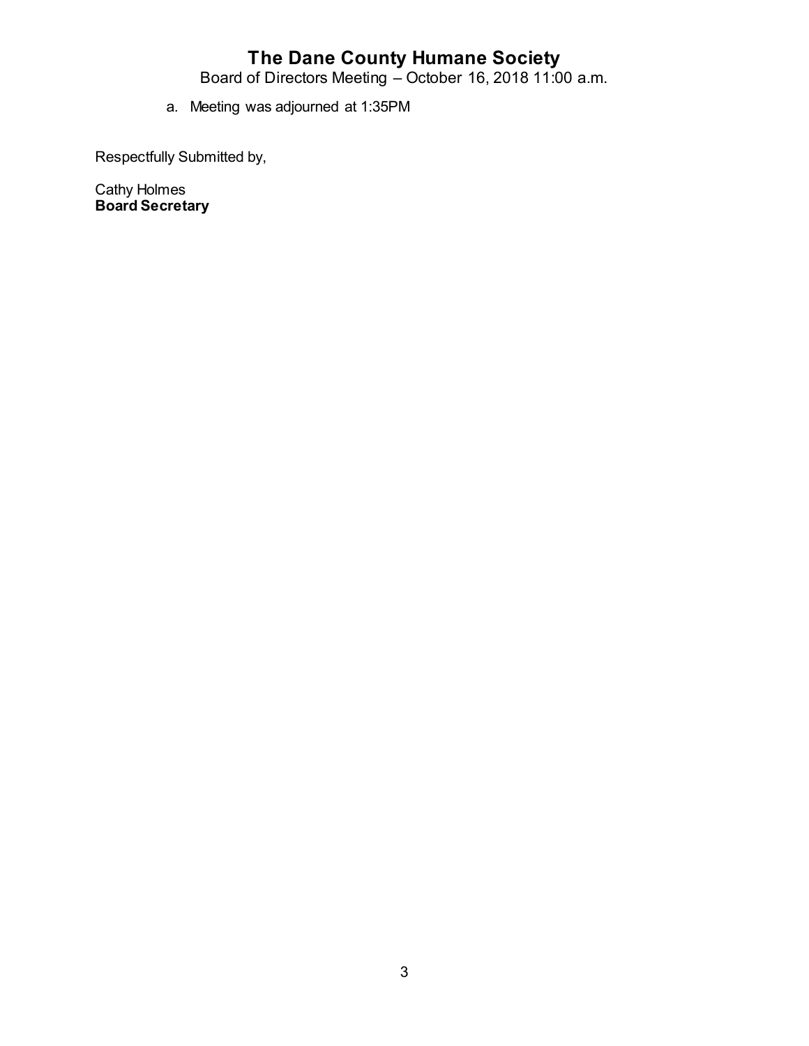a. Meeting was adjourned at 1:35PM

Respectfully Submitted by,

Cathy Holmes
**Board Secretary**